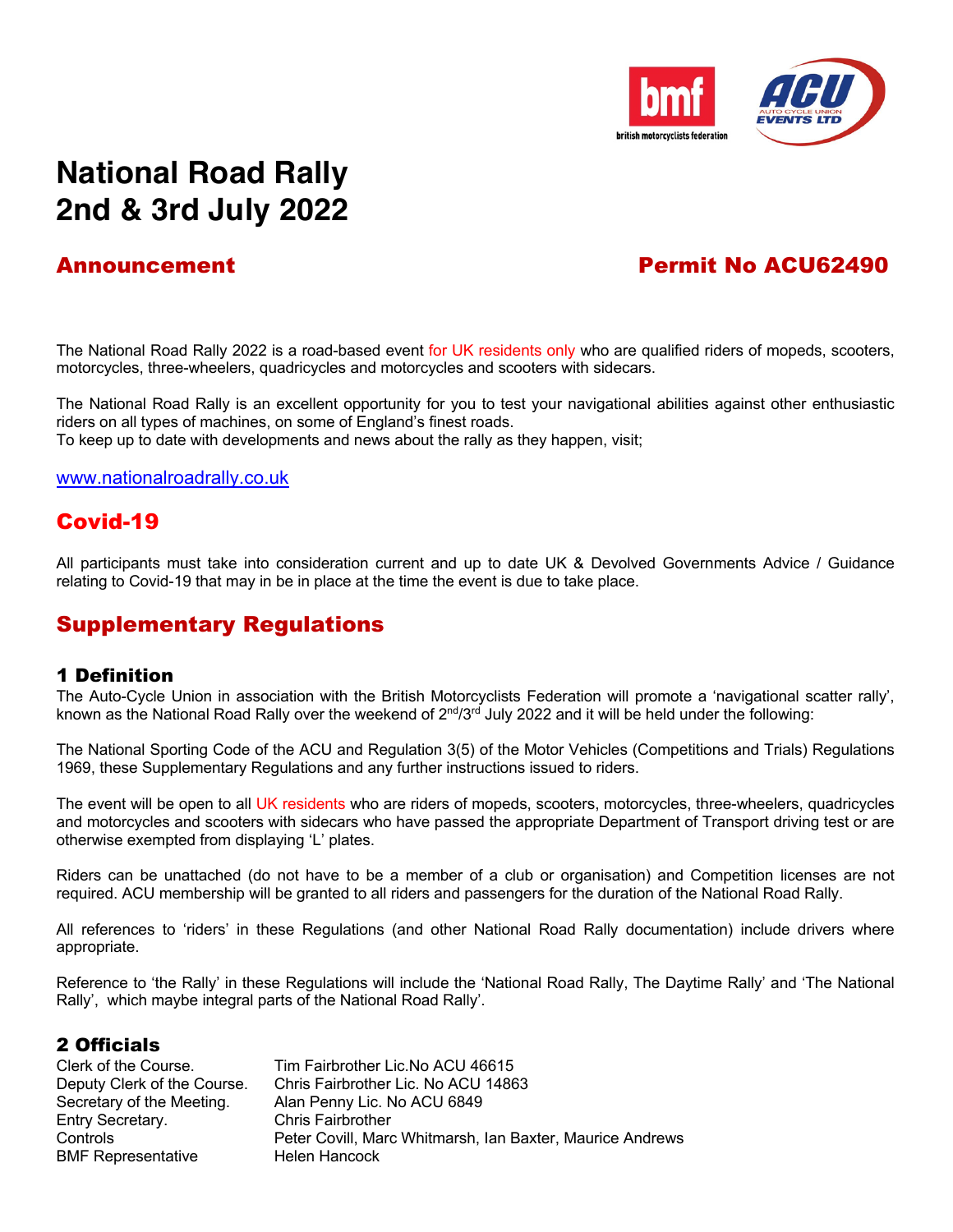# National Road Rally
# 2nd & 3rd July 2022

## Announcement

## Permit No ACU62490

The National Road Rally 2022 is a road-based event for UK residents only who are qualified riders of mopeds, scooters, motorcycles, three-wheelers, quadricycles and motorcycles and scooters with sidecars.

The National Road Rally is an excellent opportunity for you to test your navigational abilities against other enthusiastic riders on all types of machines, on some of England's finest roads.
To keep up to date with developments and news about the rally as they happen, visit;

www.nationalroadrally.co.uk

## Covid-19

All participants must take into consideration current and up to date UK & Devolved Governments Advice / Guidance relating to Covid-19 that may in be in place at the time the event is due to take place.

## Supplementary Regulations

### 1 Definition

The Auto-Cycle Union in association with the British Motorcyclists Federation will promote a 'navigational scatter rally', known as the National Road Rally over the weekend of 2nd/3rd July 2022 and it will be held under the following:

The National Sporting Code of the ACU and Regulation 3(5) of the Motor Vehicles (Competitions and Trials) Regulations 1969, these Supplementary Regulations and any further instructions issued to riders.

The event will be open to all UK residents who are riders of mopeds, scooters, motorcycles, three-wheelers, quadricycles and motorcycles and scooters with sidecars who have passed the appropriate Department of Transport driving test or are otherwise exempted from displaying 'L' plates.

Riders can be unattached (do not have to be a member of a club or organisation) and Competition licenses are not required. ACU membership will be granted to all riders and passengers for the duration of the National Road Rally.

All references to 'riders' in these Regulations (and other National Road Rally documentation) include drivers where appropriate.

Reference to 'the Rally' in these Regulations will include the 'National Road Rally, The Daytime Rally' and 'The National Rally', which maybe integral parts of the National Road Rally'.

### 2 Officials

| | |
|---|---|
| Clerk of the Course. | Tim Fairbrother Lic.No ACU 46615 |
| Deputy Clerk of the Course. | Chris Fairbrother Lic. No ACU 14863 |
| Secretary of the Meeting. | Alan Penny Lic. No ACU 6849 |
| Entry Secretary. | Chris Fairbrother |
| Controls | Peter Covill, Marc Whitmarsh, Ian Baxter, Maurice Andrews |
| BMF Representative | Helen Hancock |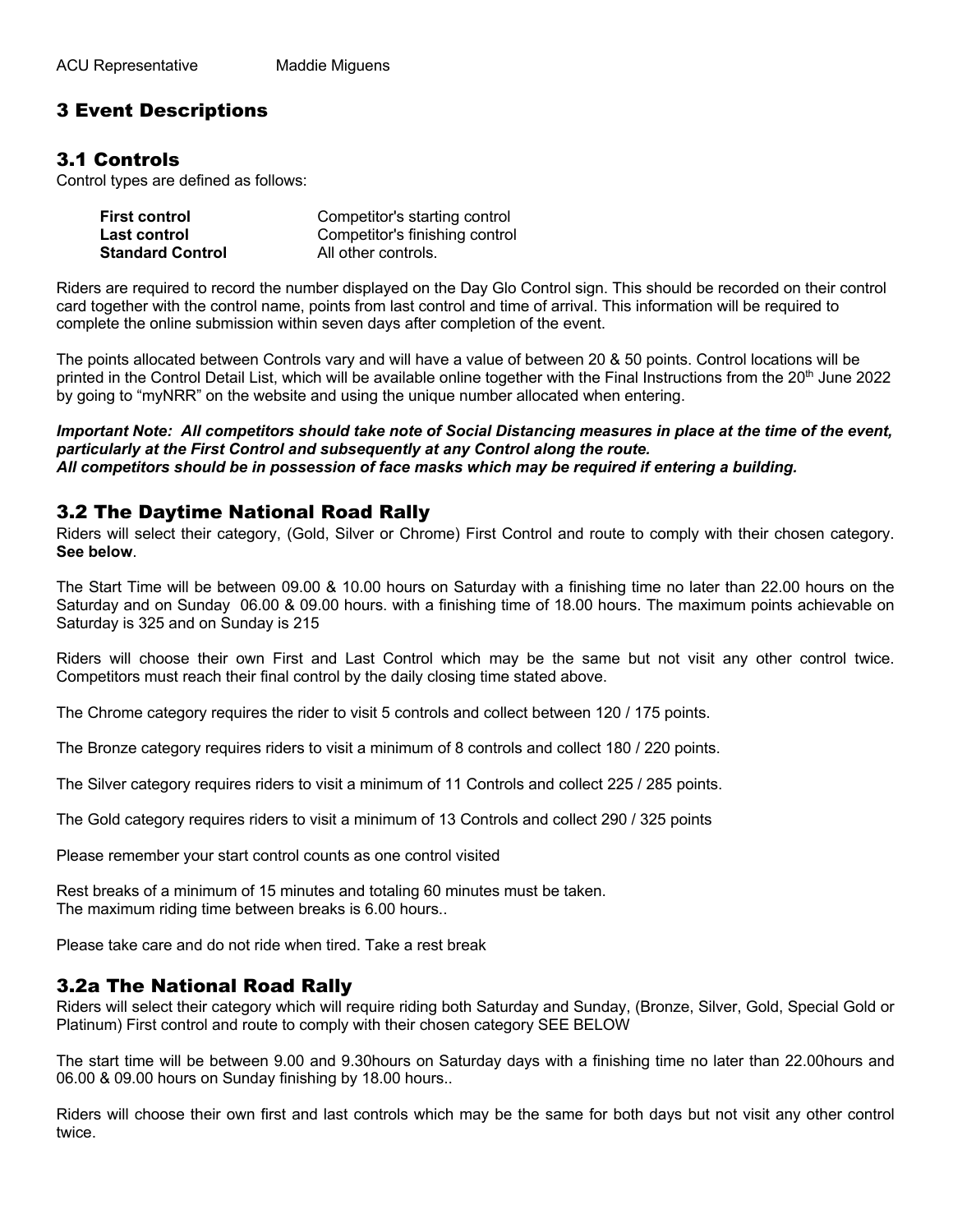ACU Representative Maddie Miguens

## 3 Event Descriptions

### 3.1 Controls

Control types are defined as follows:

| | |
|---|---|
| **First control** | Competitor's starting control |
| **Last control** | Competitor's finishing control |
| **Standard Control** | All other controls. |

Riders are required to record the number displayed on the Day Glo Control sign. This should be recorded on their control card together with the control name, points from last control and time of arrival. This information will be required to complete the online submission within seven days after completion of the event.

The points allocated between Controls vary and will have a value of between 20 & 50 points. Control locations will be printed in the Control Detail List, which will be available online together with the Final Instructions from the 20th June 2022 by going to "myNRR" on the website and using the unique number allocated when entering.

***Important Note: All competitors should take note of Social Distancing measures in place at the time of the event, particularly at the First Control and subsequently at any Control along the route.***
***All competitors should be in possession of face masks which may be required if entering a building.***

### 3.2 The Daytime National Road Rally

Riders will select their category, (Gold, Silver or Chrome) First Control and route to comply with their chosen category. **See below**.

The Start Time will be between 09.00 & 10.00 hours on Saturday with a finishing time no later than 22.00 hours on the Saturday and on Sunday 06.00 & 09.00 hours. with a finishing time of 18.00 hours. The maximum points achievable on Saturday is 325 and on Sunday is 215

Riders will choose their own First and Last Control which may be the same but not visit any other control twice. Competitors must reach their final control by the daily closing time stated above.

The Chrome category requires the rider to visit 5 controls and collect between 120 / 175 points.

The Bronze category requires riders to visit a minimum of 8 controls and collect 180 / 220 points.

The Silver category requires riders to visit a minimum of 11 Controls and collect 225 / 285 points.

The Gold category requires riders to visit a minimum of 13 Controls and collect 290 / 325 points

Please remember your start control counts as one control visited

Rest breaks of a minimum of 15 minutes and totaling 60 minutes must be taken.
The maximum riding time between breaks is 6.00 hours..

Please take care and do not ride when tired. Take a rest break

### 3.2a The National Road Rally

Riders will select their category which will require riding both Saturday and Sunday, (Bronze, Silver, Gold, Special Gold or Platinum) First control and route to comply with their chosen category SEE BELOW

The start time will be between 9.00 and 9.30hours on Saturday days with a finishing time no later than 22.00hours and 06.00 & 09.00 hours on Sunday finishing by 18.00 hours..

Riders will choose their own first and last controls which may be the same for both days but not visit any other control twice.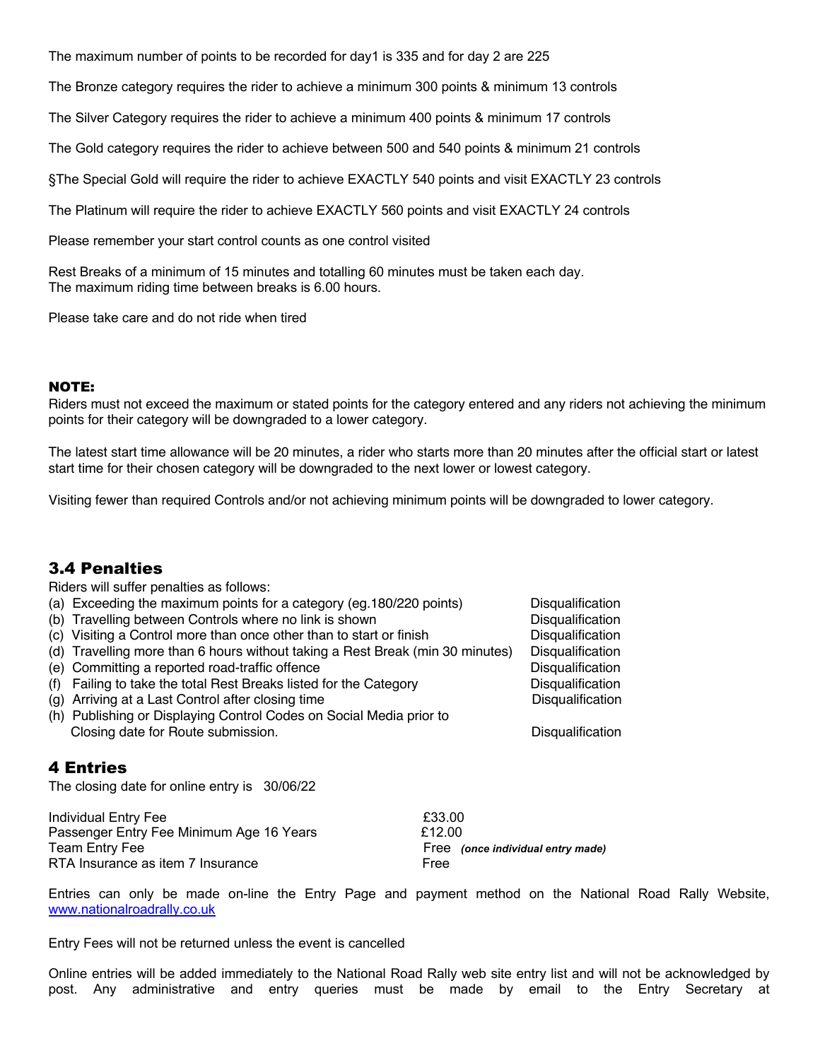The maximum number of points to be recorded for day1 is 335 and for day 2 are 225

The Bronze category requires the rider to achieve a minimum 300 points & minimum 13 controls

The Silver Category requires the rider to achieve a minimum 400 points & minimum 17 controls

The Gold category requires the rider to achieve between 500 and 540 points & minimum 21 controls

§The Special Gold will require the rider to achieve EXACTLY 540 points and visit EXACTLY 23 controls

The Platinum will require the rider to achieve EXACTLY 560 points and visit EXACTLY 24 controls

Please remember your start control counts as one control visited

Rest Breaks of a minimum of 15 minutes and totalling 60 minutes must be taken each day.
The maximum riding time between breaks is 6.00 hours.

Please take care and do not ride when tired

**NOTE:**
Riders must not exceed the maximum or stated points for the category entered and any riders not achieving the minimum points for their category will be downgraded to a lower category.

The latest start time allowance will be 20 minutes, a rider who starts more than 20 minutes after the official start or latest start time for their chosen category will be downgraded to the next lower or lowest category.

Visiting fewer than required Controls and/or not achieving minimum points will be downgraded to lower category.

## 3.4 Penalties

Riders will suffer penalties as follows:

| | |
|---|---|
| (a) Exceeding the maximum points for a category (eg.180/220 points) | Disqualification |
| (b) Travelling between Controls where no link is shown | Disqualification |
| (c) Visiting a Control more than once other than to start or finish | Disqualification |
| (d) Travelling more than 6 hours without taking a Rest Break (min 30 minutes) | Disqualification |
| (e) Committing a reported road-traffic offence | Disqualification |
| (f) Failing to take the total Rest Breaks listed for the Category | Disqualification |
| (g) Arriving at a Last Control after closing time | Disqualification |
| (h) Publishing or Displaying Control Codes on Social Media prior to Closing date for Route submission. | Disqualification |

## 4 Entries

The closing date for online entry is 30/06/22

| | |
|---|---|
| Individual Entry Fee | £33.00 |
| Passenger Entry Fee Minimum Age 16 Years | £12.00 |
| Team Entry Fee | Free ***(once individual entry made)*** |
| RTA Insurance as item 7 Insurance | Free |

Entries can only be made on-line the Entry Page and payment method on the National Road Rally Website, www.nationalroadrally.co.uk

Entry Fees will not be returned unless the event is cancelled

Online entries will be added immediately to the National Road Rally web site entry list and will not be acknowledged by post. Any administrative and entry queries must be made by email to the Entry Secretary at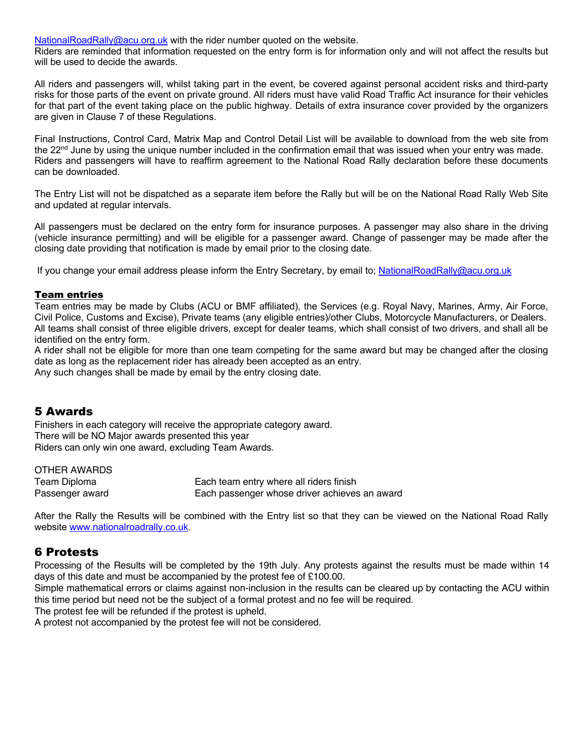NationalRoadRally@acu.org.uk with the rider number quoted on the website.
Riders are reminded that information requested on the entry form is for information only and will not affect the results but will be used to decide the awards.

All riders and passengers will, whilst taking part in the event, be covered against personal accident risks and third-party risks for those parts of the event on private ground. All riders must have valid Road Traffic Act insurance for their vehicles for that part of the event taking place on the public highway. Details of extra insurance cover provided by the organizers are given in Clause 7 of these Regulations.

Final Instructions, Control Card, Matrix Map and Control Detail List will be available to download from the web site from the 22nd June by using the unique number included in the confirmation email that was issued when your entry was made.
Riders and passengers will have to reaffirm agreement to the National Road Rally declaration before these documents can be downloaded.

The Entry List will not be dispatched as a separate item before the Rally but will be on the National Road Rally Web Site and updated at regular intervals.

All passengers must be declared on the entry form for insurance purposes. A passenger may also share in the driving (vehicle insurance permitting) and will be eligible for a passenger award. Change of passenger may be made after the closing date providing that notification is made by email prior to the closing date.

If you change your email address please inform the Entry Secretary, by email to; NationalRoadRally@acu.org.uk

### Team entries

Team entries may be made by Clubs (ACU or BMF affiliated), the Services (e.g. Royal Navy, Marines, Army, Air Force, Civil Police, Customs and Excise), Private teams (any eligible entries)/other Clubs, Motorcycle Manufacturers, or Dealers.
All teams shall consist of three eligible drivers, except for dealer teams, which shall consist of two drivers, and shall all be identified on the entry form.
A rider shall not be eligible for more than one team competing for the same award but may be changed after the closing date as long as the replacement rider has already been accepted as an entry.
Any such changes shall be made by email by the entry closing date.

## 5 Awards

Finishers in each category will receive the appropriate category award.
There will be NO Major awards presented this year
Riders can only win one award, excluding Team Awards.

OTHER AWARDS

| | |
|---|---|
| Team Diploma | Each team entry where all riders finish |
| Passenger award | Each passenger whose driver achieves an award |

After the Rally the Results will be combined with the Entry list so that they can be viewed on the National Road Rally website www.nationalroadrally.co.uk.

## 6 Protests

Processing of the Results will be completed by the 19th July. Any protests against the results must be made within 14 days of this date and must be accompanied by the protest fee of £100.00.
Simple mathematical errors or claims against non-inclusion in the results can be cleared up by contacting the ACU within this time period but need not be the subject of a formal protest and no fee will be required.
The protest fee will be refunded if the protest is upheld.
A protest not accompanied by the protest fee will not be considered.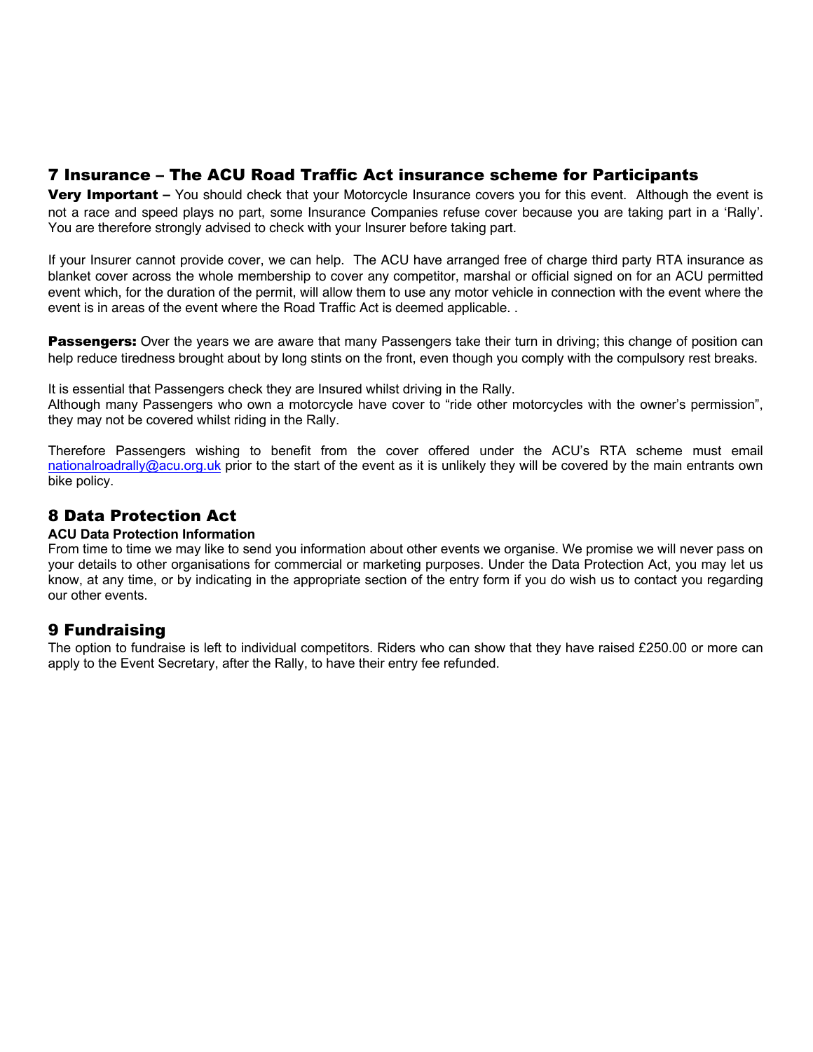## 7 Insurance – The ACU Road Traffic Act insurance scheme for Participants

**Very Important –** You should check that your Motorcycle Insurance covers you for this event. Although the event is not a race and speed plays no part, some Insurance Companies refuse cover because you are taking part in a 'Rally'. You are therefore strongly advised to check with your Insurer before taking part.

If your Insurer cannot provide cover, we can help. The ACU have arranged free of charge third party RTA insurance as blanket cover across the whole membership to cover any competitor, marshal or official signed on for an ACU permitted event which, for the duration of the permit, will allow them to use any motor vehicle in connection with the event where the event is in areas of the event where the Road Traffic Act is deemed applicable. .

**Passengers:** Over the years we are aware that many Passengers take their turn in driving; this change of position can help reduce tiredness brought about by long stints on the front, even though you comply with the compulsory rest breaks.

It is essential that Passengers check they are Insured whilst driving in the Rally.
Although many Passengers who own a motorcycle have cover to "ride other motorcycles with the owner's permission", they may not be covered whilst riding in the Rally.

Therefore Passengers wishing to benefit from the cover offered under the ACU's RTA scheme must email nationalroadrally@acu.org.uk prior to the start of the event as it is unlikely they will be covered by the main entrants own bike policy.

## 8 Data Protection Act

**ACU Data Protection Information**

From time to time we may like to send you information about other events we organise. We promise we will never pass on your details to other organisations for commercial or marketing purposes. Under the Data Protection Act, you may let us know, at any time, or by indicating in the appropriate section of the entry form if you do wish us to contact you regarding our other events.

## 9 Fundraising

The option to fundraise is left to individual competitors. Riders who can show that they have raised £250.00 or more can apply to the Event Secretary, after the Rally, to have their entry fee refunded.